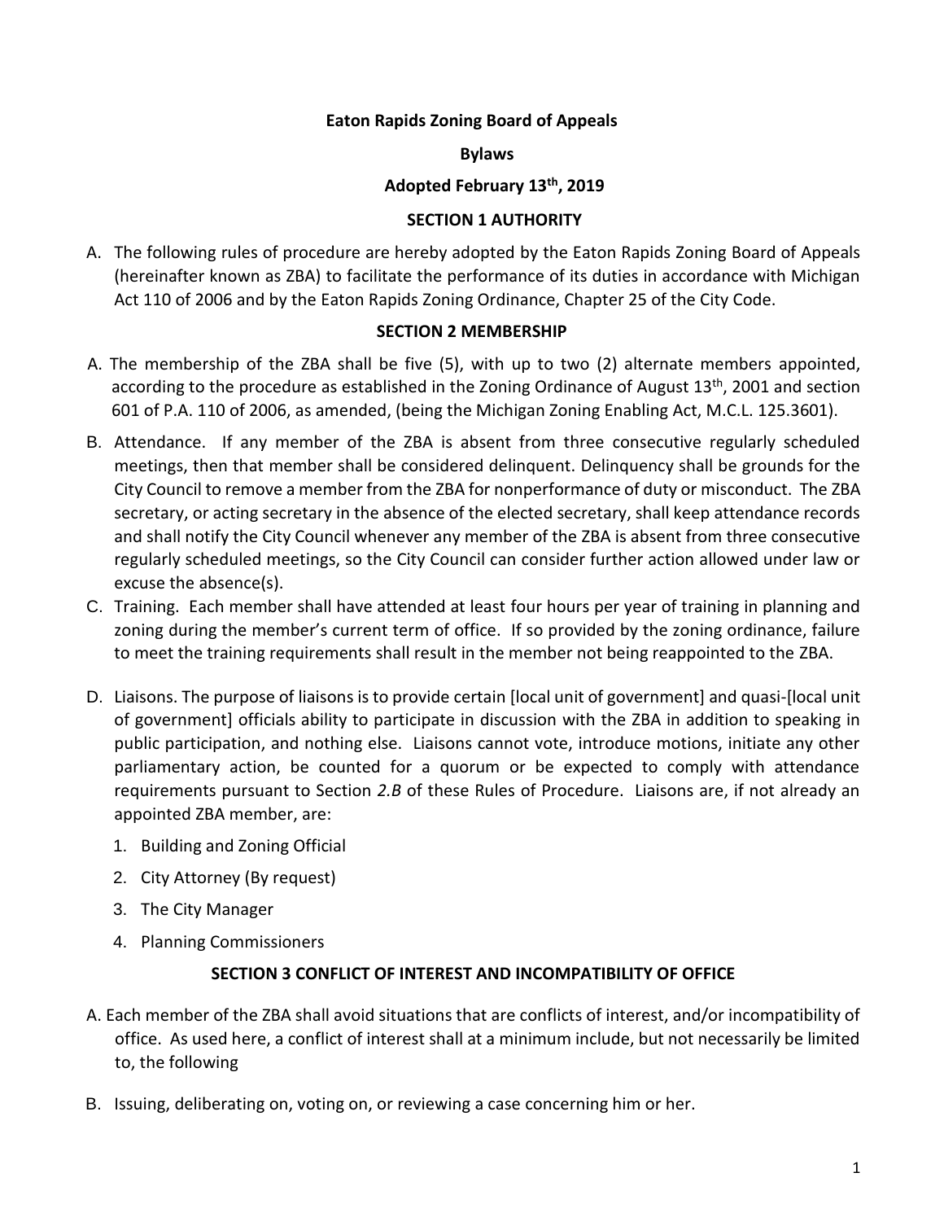**Eaton Rapids Zoning Board of Appeals**

**Bylaws**

**Adopted February 13th, 2019**

**SECTION 1 AUTHORITY**

A. The following rules of procedure are hereby adopted by the Eaton Rapids Zoning Board of Appeals (hereinafter known as ZBA) to facilitate the performance of its duties in accordance with Michigan Act 110 of 2006 and by the Eaton Rapids Zoning Ordinance, Chapter 25 of the City Code.

**SECTION 2 MEMBERSHIP**

A. The membership of the ZBA shall be five (5), with up to two (2) alternate members appointed, according to the procedure as established in the Zoning Ordinance of August 13th, 2001 and section 601 of P.A. 110 of 2006, as amended, (being the Michigan Zoning Enabling Act, M.C.L. 125.3601).

B. Attendance. If any member of the ZBA is absent from three consecutive regularly scheduled meetings, then that member shall be considered delinquent. Delinquency shall be grounds for the City Council to remove a member from the ZBA for nonperformance of duty or misconduct. The ZBA secretary, or acting secretary in the absence of the elected secretary, shall keep attendance records and shall notify the City Council whenever any member of the ZBA is absent from three consecutive regularly scheduled meetings, so the City Council can consider further action allowed under law or excuse the absence(s).

C. Training. Each member shall have attended at least four hours per year of training in planning and zoning during the member's current term of office. If so provided by the zoning ordinance, failure to meet the training requirements shall result in the member not being reappointed to the ZBA.

D. Liaisons. The purpose of liaisons is to provide certain [local unit of government] and quasi-[local unit of government] officials ability to participate in discussion with the ZBA in addition to speaking in public participation, and nothing else. Liaisons cannot vote, introduce motions, initiate any other parliamentary action, be counted for a quorum or be expected to comply with attendance requirements pursuant to Section *2.B* of these Rules of Procedure. Liaisons are, if not already an appointed ZBA member, are:

1. Building and Zoning Official
2. City Attorney (By request)
3. The City Manager
4. Planning Commissioners

**SECTION 3 CONFLICT OF INTEREST AND INCOMPATIBILITY OF OFFICE**

A. Each member of the ZBA shall avoid situations that are conflicts of interest, and/or incompatibility of office. As used here, a conflict of interest shall at a minimum include, but not necessarily be limited to, the following

B. Issuing, deliberating on, voting on, or reviewing a case concerning him or her.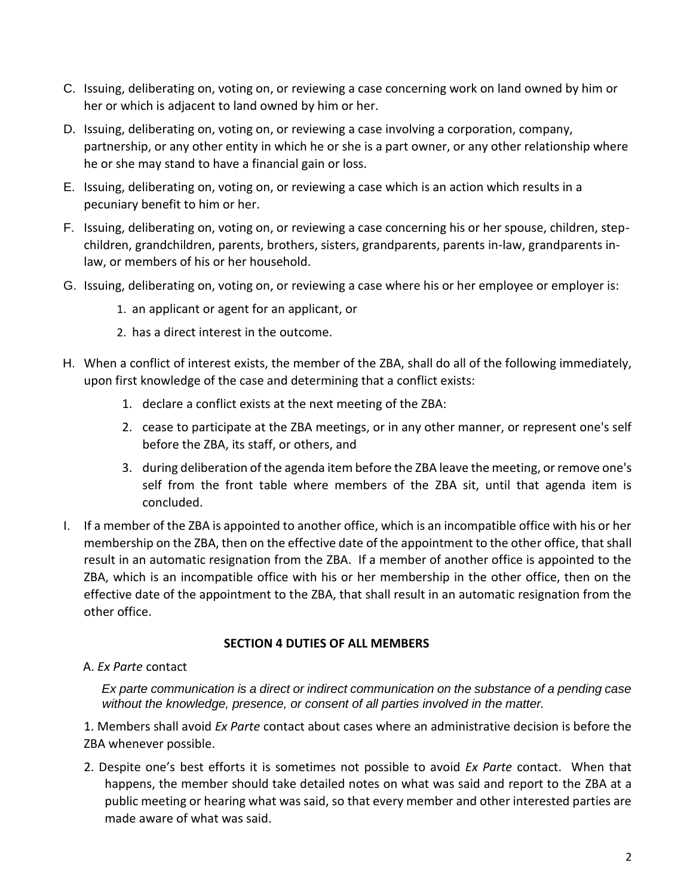C. Issuing, deliberating on, voting on, or reviewing a case concerning work on land owned by him or her or which is adjacent to land owned by him or her.

D. Issuing, deliberating on, voting on, or reviewing a case involving a corporation, company, partnership, or any other entity in which he or she is a part owner, or any other relationship where he or she may stand to have a financial gain or loss.

E. Issuing, deliberating on, voting on, or reviewing a case which is an action which results in a pecuniary benefit to him or her.

F. Issuing, deliberating on, voting on, or reviewing a case concerning his or her spouse, children, step-children, grandchildren, parents, brothers, sisters, grandparents, parents in-law, grandparents in-law, or members of his or her household.

G. Issuing, deliberating on, voting on, or reviewing a case where his or her employee or employer is:

   1. an applicant or agent for an applicant, or
   2. has a direct interest in the outcome.

H. When a conflict of interest exists, the member of the ZBA, shall do all of the following immediately, upon first knowledge of the case and determining that a conflict exists:

   1. declare a conflict exists at the next meeting of the ZBA:
   2. cease to participate at the ZBA meetings, or in any other manner, or represent one's self before the ZBA, its staff, or others, and
   3. during deliberation of the agenda item before the ZBA leave the meeting, or remove one's self from the front table where members of the ZBA sit, until that agenda item is concluded.

I. If a member of the ZBA is appointed to another office, which is an incompatible office with his or her membership on the ZBA, then on the effective date of the appointment to the other office, that shall result in an automatic resignation from the ZBA. If a member of another office is appointed to the ZBA, which is an incompatible office with his or her membership in the other office, then on the effective date of the appointment to the ZBA, that shall result in an automatic resignation from the other office.

## SECTION 4 DUTIES OF ALL MEMBERS

A. *Ex Parte* contact

*Ex parte communication is a direct or indirect communication on the substance of a pending case without the knowledge, presence, or consent of all parties involved in the matter.*

1. Members shall avoid *Ex Parte* contact about cases where an administrative decision is before the ZBA whenever possible.
2. Despite one's best efforts it is sometimes not possible to avoid *Ex Parte* contact. When that happens, the member should take detailed notes on what was said and report to the ZBA at a public meeting or hearing what was said, so that every member and other interested parties are made aware of what was said.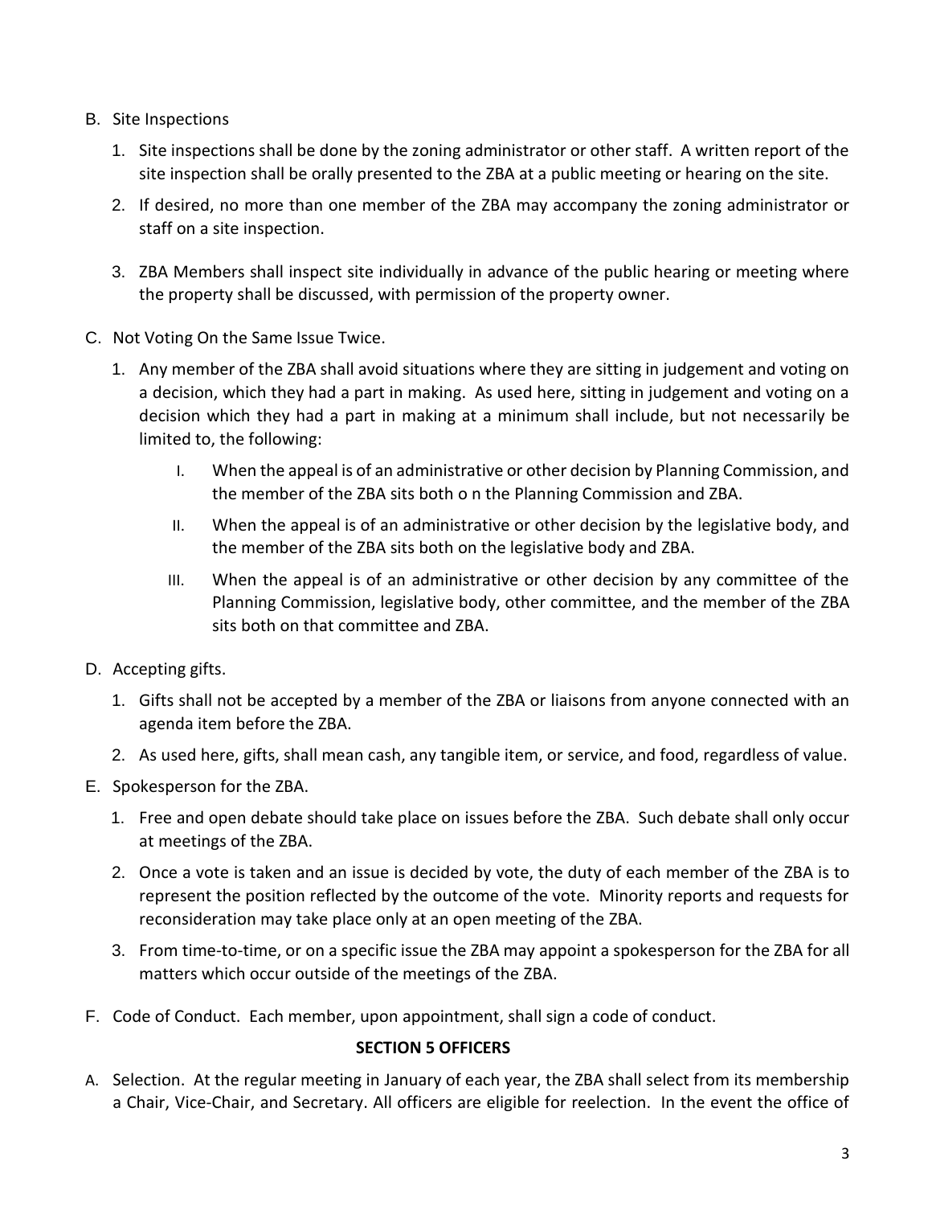B. Site Inspections

1. Site inspections shall be done by the zoning administrator or other staff. A written report of the site inspection shall be orally presented to the ZBA at a public meeting or hearing on the site.
2. If desired, no more than one member of the ZBA may accompany the zoning administrator or staff on a site inspection.
3. ZBA Members shall inspect site individually in advance of the public hearing or meeting where the property shall be discussed, with permission of the property owner.

C. Not Voting On the Same Issue Twice.

1. Any member of the ZBA shall avoid situations where they are sitting in judgement and voting on a decision, which they had a part in making. As used here, sitting in judgement and voting on a decision which they had a part in making at a minimum shall include, but not necessarily be limited to, the following:
   - I. When the appeal is of an administrative or other decision by Planning Commission, and the member of the ZBA sits both o n the Planning Commission and ZBA.
   - II. When the appeal is of an administrative or other decision by the legislative body, and the member of the ZBA sits both on the legislative body and ZBA.
   - III. When the appeal is of an administrative or other decision by any committee of the Planning Commission, legislative body, other committee, and the member of the ZBA sits both on that committee and ZBA.

D. Accepting gifts.

1. Gifts shall not be accepted by a member of the ZBA or liaisons from anyone connected with an agenda item before the ZBA.
2. As used here, gifts, shall mean cash, any tangible item, or service, and food, regardless of value.

E. Spokesperson for the ZBA.

1. Free and open debate should take place on issues before the ZBA. Such debate shall only occur at meetings of the ZBA.
2. Once a vote is taken and an issue is decided by vote, the duty of each member of the ZBA is to represent the position reflected by the outcome of the vote. Minority reports and requests for reconsideration may take place only at an open meeting of the ZBA.
3. From time-to-time, or on a specific issue the ZBA may appoint a spokesperson for the ZBA for all matters which occur outside of the meetings of the ZBA.

F. Code of Conduct. Each member, upon appointment, shall sign a code of conduct.

## SECTION 5 OFFICERS

A. Selection. At the regular meeting in January of each year, the ZBA shall select from its membership a Chair, Vice-Chair, and Secretary. All officers are eligible for reelection. In the event the office of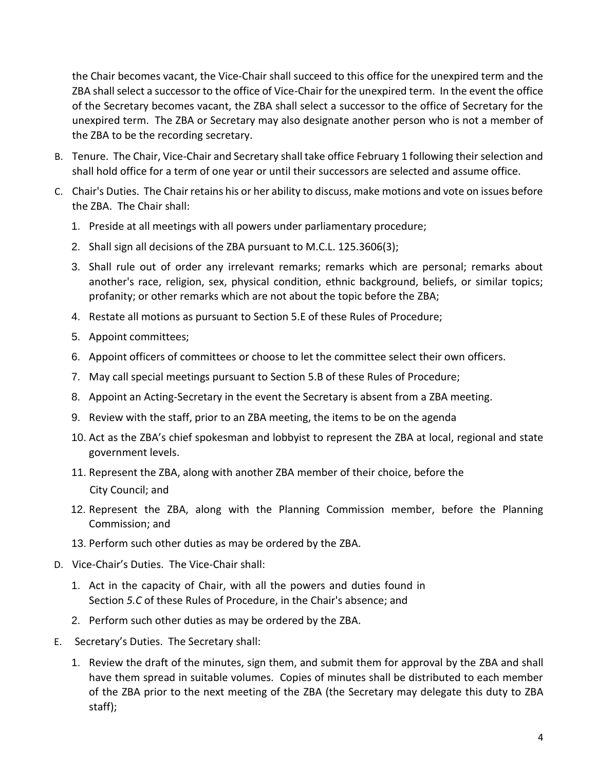the Chair becomes vacant, the Vice-Chair shall succeed to this office for the unexpired term and the ZBA shall select a successor to the office of Vice-Chair for the unexpired term. In the event the office of the Secretary becomes vacant, the ZBA shall select a successor to the office of Secretary for the unexpired term. The ZBA or Secretary may also designate another person who is not a member of the ZBA to be the recording secretary.

B. Tenure. The Chair, Vice-Chair and Secretary shall take office February 1 following their selection and shall hold office for a term of one year or until their successors are selected and assume office.

C. Chair's Duties. The Chair retains his or her ability to discuss, make motions and vote on issues before the ZBA. The Chair shall:

   1. Preside at all meetings with all powers under parliamentary procedure;
   2. Shall sign all decisions of the ZBA pursuant to M.C.L. 125.3606(3);
   3. Shall rule out of order any irrelevant remarks; remarks which are personal; remarks about another's race, religion, sex, physical condition, ethnic background, beliefs, or similar topics; profanity; or other remarks which are not about the topic before the ZBA;
   4. Restate all motions as pursuant to Section 5.E of these Rules of Procedure;
   5. Appoint committees;
   6. Appoint officers of committees or choose to let the committee select their own officers.
   7. May call special meetings pursuant to Section 5.B of these Rules of Procedure;
   8. Appoint an Acting-Secretary in the event the Secretary is absent from a ZBA meeting.
   9. Review with the staff, prior to an ZBA meeting, the items to be on the agenda
   10. Act as the ZBA's chief spokesman and lobbyist to represent the ZBA at local, regional and state government levels.
   11. Represent the ZBA, along with another ZBA member of their choice, before the City Council; and
   12. Represent the ZBA, along with the Planning Commission member, before the Planning Commission; and
   13. Perform such other duties as may be ordered by the ZBA.

D. Vice-Chair's Duties. The Vice-Chair shall:

   1. Act in the capacity of Chair, with all the powers and duties found in Section *5.C* of these Rules of Procedure, in the Chair's absence; and
   2. Perform such other duties as may be ordered by the ZBA.

E. Secretary's Duties. The Secretary shall:

   1. Review the draft of the minutes, sign them, and submit them for approval by the ZBA and shall have them spread in suitable volumes. Copies of minutes shall be distributed to each member of the ZBA prior to the next meeting of the ZBA (the Secretary may delegate this duty to ZBA staff);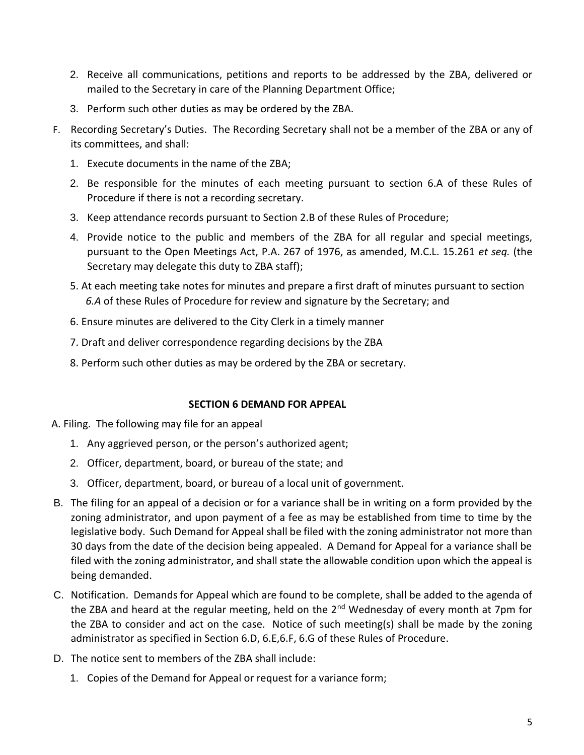2. Receive all communications, petitions and reports to be addressed by the ZBA, delivered or mailed to the Secretary in care of the Planning Department Office;
3. Perform such other duties as may be ordered by the ZBA.

F. Recording Secretary's Duties. The Recording Secretary shall not be a member of the ZBA or any of its committees, and shall:

1. Execute documents in the name of the ZBA;
2. Be responsible for the minutes of each meeting pursuant to section 6.A of these Rules of Procedure if there is not a recording secretary.
3. Keep attendance records pursuant to Section 2.B of these Rules of Procedure;
4. Provide notice to the public and members of the ZBA for all regular and special meetings, pursuant to the Open Meetings Act, P.A. 267 of 1976, as amended, M.C.L. 15.261 *et seq.* (the Secretary may delegate this duty to ZBA staff);
5. At each meeting take notes for minutes and prepare a first draft of minutes pursuant to section *6.A* of these Rules of Procedure for review and signature by the Secretary; and
6. Ensure minutes are delivered to the City Clerk in a timely manner
7. Draft and deliver correspondence regarding decisions by the ZBA
8. Perform such other duties as may be ordered by the ZBA or secretary.

## SECTION 6 DEMAND FOR APPEAL

A. Filing. The following may file for an appeal

1. Any aggrieved person, or the person's authorized agent;
2. Officer, department, board, or bureau of the state; and
3. Officer, department, board, or bureau of a local unit of government.

B. The filing for an appeal of a decision or for a variance shall be in writing on a form provided by the zoning administrator, and upon payment of a fee as may be established from time to time by the legislative body. Such Demand for Appeal shall be filed with the zoning administrator not more than 30 days from the date of the decision being appealed. A Demand for Appeal for a variance shall be filed with the zoning administrator, and shall state the allowable condition upon which the appeal is being demanded.

C. Notification. Demands for Appeal which are found to be complete, shall be added to the agenda of the ZBA and heard at the regular meeting, held on the 2nd Wednesday of every month at 7pm for the ZBA to consider and act on the case. Notice of such meeting(s) shall be made by the zoning administrator as specified in Section 6.D, 6.E,6.F, 6.G of these Rules of Procedure.

D. The notice sent to members of the ZBA shall include:

1. Copies of the Demand for Appeal or request for a variance form;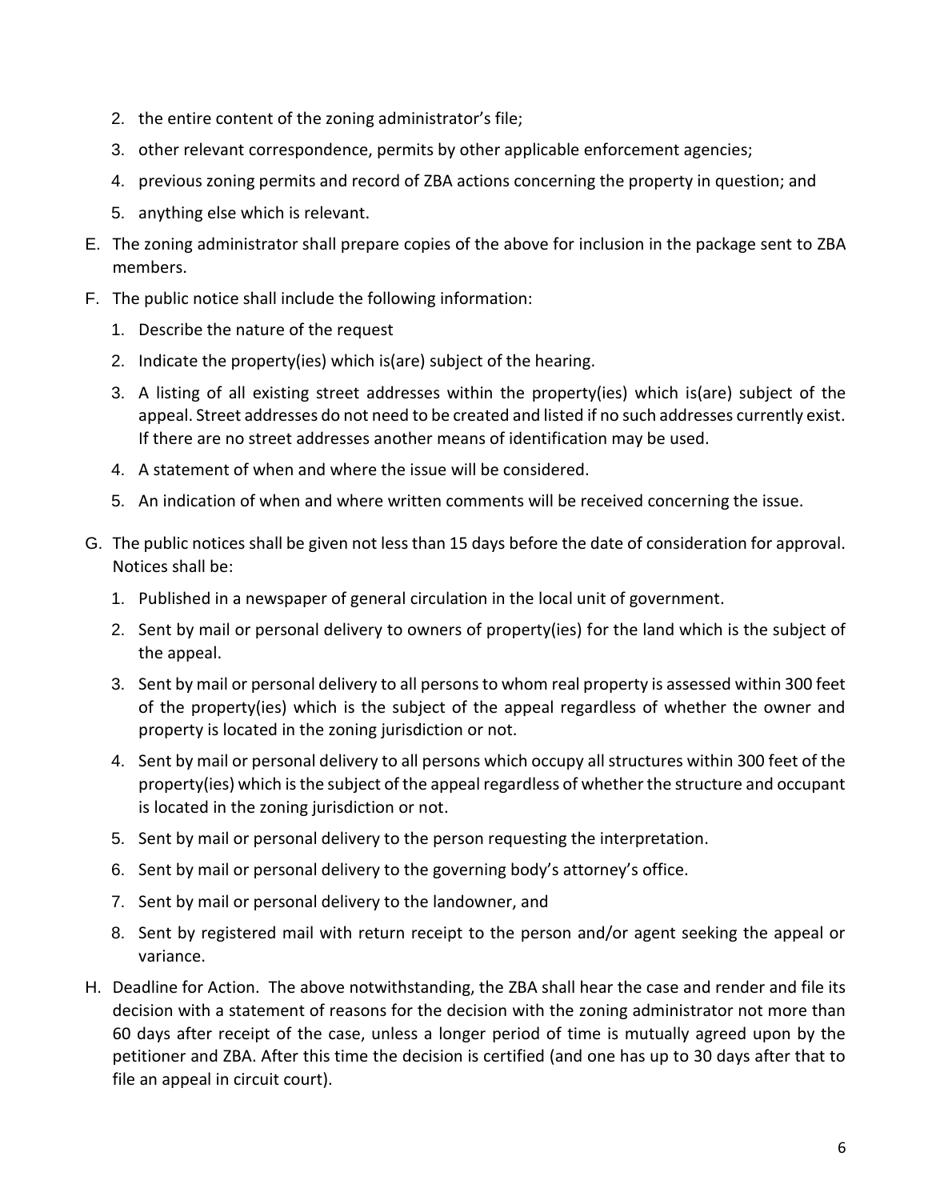2. the entire content of the zoning administrator's file;
3. other relevant correspondence, permits by other applicable enforcement agencies;
4. previous zoning permits and record of ZBA actions concerning the property in question; and
5. anything else which is relevant.

E. The zoning administrator shall prepare copies of the above for inclusion in the package sent to ZBA members.

F. The public notice shall include the following information:
   1. Describe the nature of the request
   2. Indicate the property(ies) which is(are) subject of the hearing.
   3. A listing of all existing street addresses within the property(ies) which is(are) subject of the appeal. Street addresses do not need to be created and listed if no such addresses currently exist. If there are no street addresses another means of identification may be used.
   4. A statement of when and where the issue will be considered.
   5. An indication of when and where written comments will be received concerning the issue.

G. The public notices shall be given not less than 15 days before the date of consideration for approval. Notices shall be:
   1. Published in a newspaper of general circulation in the local unit of government.
   2. Sent by mail or personal delivery to owners of property(ies) for the land which is the subject of the appeal.
   3. Sent by mail or personal delivery to all persons to whom real property is assessed within 300 feet of the property(ies) which is the subject of the appeal regardless of whether the owner and property is located in the zoning jurisdiction or not.
   4. Sent by mail or personal delivery to all persons which occupy all structures within 300 feet of the property(ies) which is the subject of the appeal regardless of whether the structure and occupant is located in the zoning jurisdiction or not.
   5. Sent by mail or personal delivery to the person requesting the interpretation.
   6. Sent by mail or personal delivery to the governing body's attorney's office.
   7. Sent by mail or personal delivery to the landowner, and
   8. Sent by registered mail with return receipt to the person and/or agent seeking the appeal or variance.

H. Deadline for Action. The above notwithstanding, the ZBA shall hear the case and render and file its decision with a statement of reasons for the decision with the zoning administrator not more than 60 days after receipt of the case, unless a longer period of time is mutually agreed upon by the petitioner and ZBA. After this time the decision is certified (and one has up to 30 days after that to file an appeal in circuit court).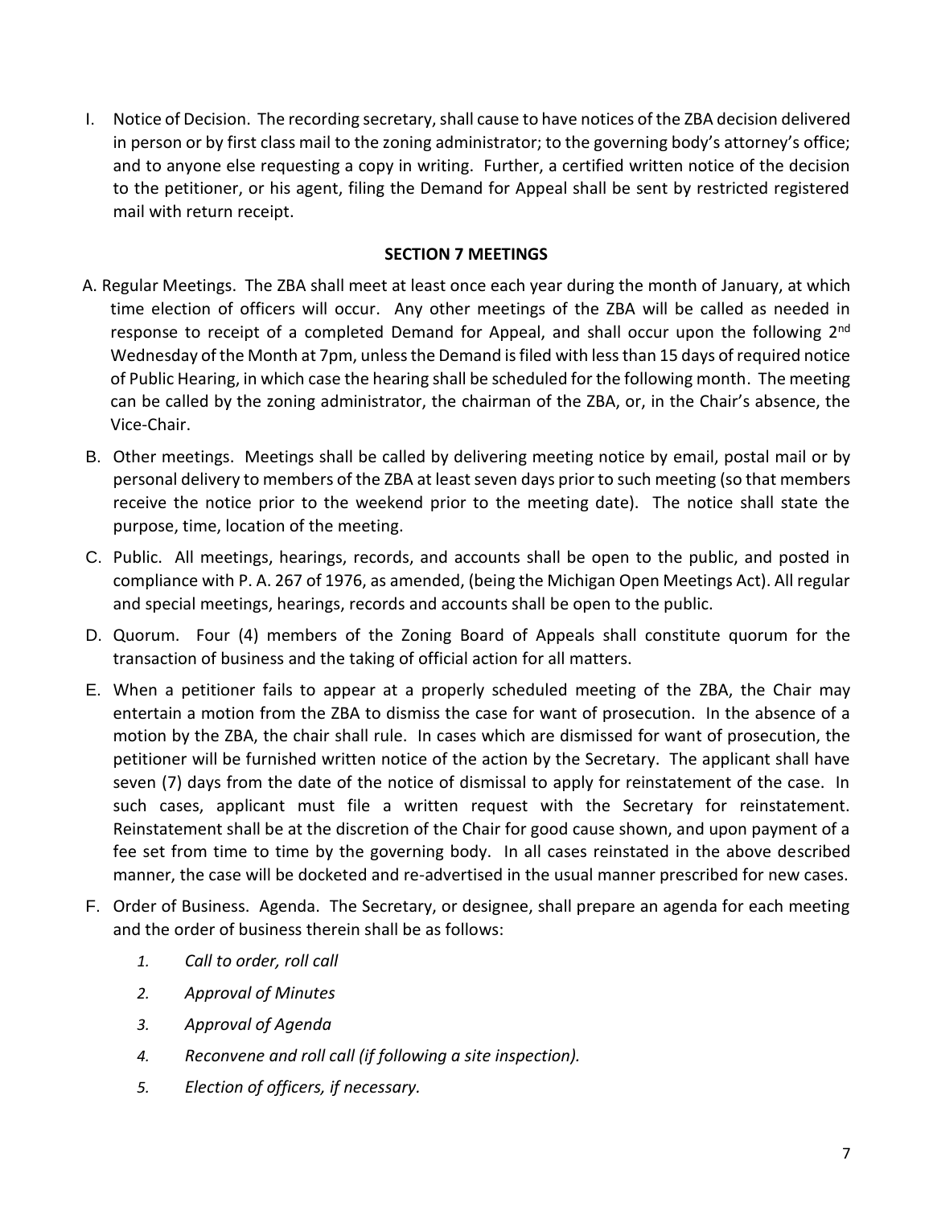I. Notice of Decision. The recording secretary, shall cause to have notices of the ZBA decision delivered in person or by first class mail to the zoning administrator; to the governing body's attorney's office; and to anyone else requesting a copy in writing. Further, a certified written notice of the decision to the petitioner, or his agent, filing the Demand for Appeal shall be sent by restricted registered mail with return receipt.

## SECTION 7 MEETINGS

A. Regular Meetings. The ZBA shall meet at least once each year during the month of January, at which time election of officers will occur. Any other meetings of the ZBA will be called as needed in response to receipt of a completed Demand for Appeal, and shall occur upon the following 2nd Wednesday of the Month at 7pm, unless the Demand is filed with less than 15 days of required notice of Public Hearing, in which case the hearing shall be scheduled for the following month. The meeting can be called by the zoning administrator, the chairman of the ZBA, or, in the Chair's absence, the Vice-Chair.

B. Other meetings. Meetings shall be called by delivering meeting notice by email, postal mail or by personal delivery to members of the ZBA at least seven days prior to such meeting (so that members receive the notice prior to the weekend prior to the meeting date). The notice shall state the purpose, time, location of the meeting.

C. Public. All meetings, hearings, records, and accounts shall be open to the public, and posted in compliance with P. A. 267 of 1976, as amended, (being the Michigan Open Meetings Act). All regular and special meetings, hearings, records and accounts shall be open to the public.

D. Quorum. Four (4) members of the Zoning Board of Appeals shall constitute quorum for the transaction of business and the taking of official action for all matters.

E. When a petitioner fails to appear at a properly scheduled meeting of the ZBA, the Chair may entertain a motion from the ZBA to dismiss the case for want of prosecution. In the absence of a motion by the ZBA, the chair shall rule. In cases which are dismissed for want of prosecution, the petitioner will be furnished written notice of the action by the Secretary. The applicant shall have seven (7) days from the date of the notice of dismissal to apply for reinstatement of the case. In such cases, applicant must file a written request with the Secretary for reinstatement. Reinstatement shall be at the discretion of the Chair for good cause shown, and upon payment of a fee set from time to time by the governing body. In all cases reinstated in the above described manner, the case will be docketed and re-advertised in the usual manner prescribed for new cases.

F. Order of Business. Agenda. The Secretary, or designee, shall prepare an agenda for each meeting and the order of business therein shall be as follows:

1. *Call to order, roll call*
2. *Approval of Minutes*
3. *Approval of Agenda*
4. *Reconvene and roll call (if following a site inspection).*
5. *Election of officers, if necessary.*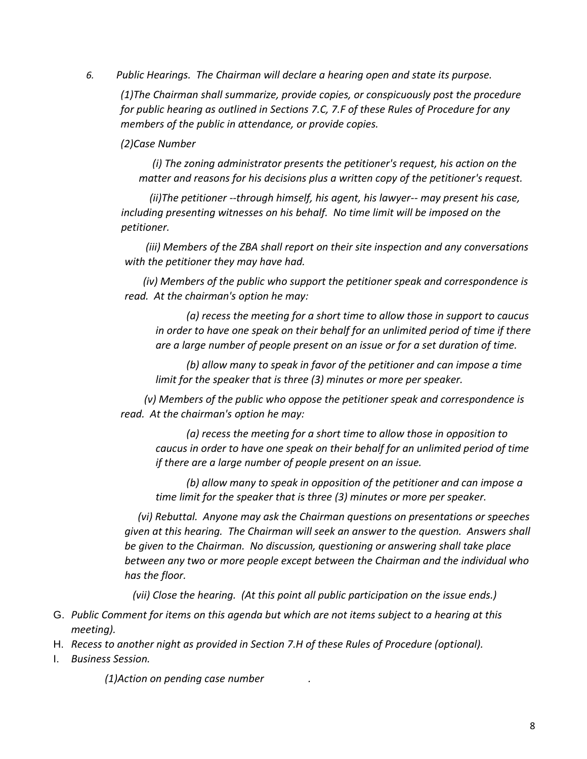*6. Public Hearings. The Chairman will declare a hearing open and state its purpose.*

*(1)The Chairman shall summarize, provide copies, or conspicuously post the procedure for public hearing as outlined in Sections 7.C, 7.F of these Rules of Procedure for any members of the public in attendance, or provide copies.*

*(2)Case Number*

*(i) The zoning administrator presents the petitioner's request, his action on the matter and reasons for his decisions plus a written copy of the petitioner's request.*

*(ii)The petitioner --through himself, his agent, his lawyer-- may present his case, including presenting witnesses on his behalf. No time limit will be imposed on the petitioner.*

*(iii) Members of the ZBA shall report on their site inspection and any conversations with the petitioner they may have had.*

*(iv) Members of the public who support the petitioner speak and correspondence is read. At the chairman's option he may:*

*(a) recess the meeting for a short time to allow those in support to caucus in order to have one speak on their behalf for an unlimited period of time if there are a large number of people present on an issue or for a set duration of time.*

*(b) allow many to speak in favor of the petitioner and can impose a time limit for the speaker that is three (3) minutes or more per speaker.*

*(v) Members of the public who oppose the petitioner speak and correspondence is read. At the chairman's option he may:*

*(a) recess the meeting for a short time to allow those in opposition to caucus in order to have one speak on their behalf for an unlimited period of time if there are a large number of people present on an issue.*

*(b) allow many to speak in opposition of the petitioner and can impose a time limit for the speaker that is three (3) minutes or more per speaker.*

*(vi) Rebuttal. Anyone may ask the Chairman questions on presentations or speeches given at this hearing. The Chairman will seek an answer to the question. Answers shall be given to the Chairman. No discussion, questioning or answering shall take place between any two or more people except between the Chairman and the individual who has the floor.*

*(vii) Close the hearing. (At this point all public participation on the issue ends.)*

G. *Public Comment for items on this agenda but which are not items subject to a hearing at this meeting).*

H. *Recess to another night as provided in Section 7.H of these Rules of Procedure (optional).*

I. *Business Session.*

*(1)Action on pending case number .*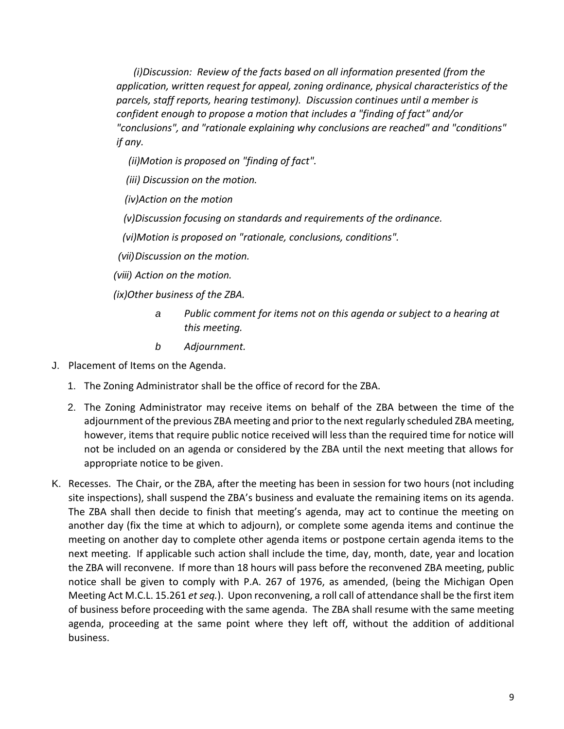*(i)Discussion: Review of the facts based on all information presented (from the application, written request for appeal, zoning ordinance, physical characteristics of the parcels, staff reports, hearing testimony). Discussion continues until a member is confident enough to propose a motion that includes a "finding of fact" and/or "conclusions", and "rationale explaining why conclusions are reached" and "conditions" if any.*

*(ii)Motion is proposed on "finding of fact".*

*(iii) Discussion on the motion.*

*(iv)Action on the motion*

*(v)Discussion focusing on standards and requirements of the ordinance.*

*(vi)Motion is proposed on "rationale, conclusions, conditions".*

*(vii)Discussion on the motion.*

*(viii) Action on the motion.*

*(ix)Other business of the ZBA.*

- *a Public comment for items not on this agenda or subject to a hearing at this meeting.*
- *b Adjournment.*

J. Placement of Items on the Agenda.

1. The Zoning Administrator shall be the office of record for the ZBA.
2. The Zoning Administrator may receive items on behalf of the ZBA between the time of the adjournment of the previous ZBA meeting and prior to the next regularly scheduled ZBA meeting, however, items that require public notice received will less than the required time for notice will not be included on an agenda or considered by the ZBA until the next meeting that allows for appropriate notice to be given.

K. Recesses. The Chair, or the ZBA, after the meeting has been in session for two hours (not including site inspections), shall suspend the ZBA's business and evaluate the remaining items on its agenda. The ZBA shall then decide to finish that meeting's agenda, may act to continue the meeting on another day (fix the time at which to adjourn), or complete some agenda items and continue the meeting on another day to complete other agenda items or postpone certain agenda items to the next meeting. If applicable such action shall include the time, day, month, date, year and location the ZBA will reconvene. If more than 18 hours will pass before the reconvened ZBA meeting, public notice shall be given to comply with P.A. 267 of 1976, as amended, (being the Michigan Open Meeting Act M.C.L. 15.261 *et seq.*). Upon reconvening, a roll call of attendance shall be the first item of business before proceeding with the same agenda. The ZBA shall resume with the same meeting agenda, proceeding at the same point where they left off, without the addition of additional business.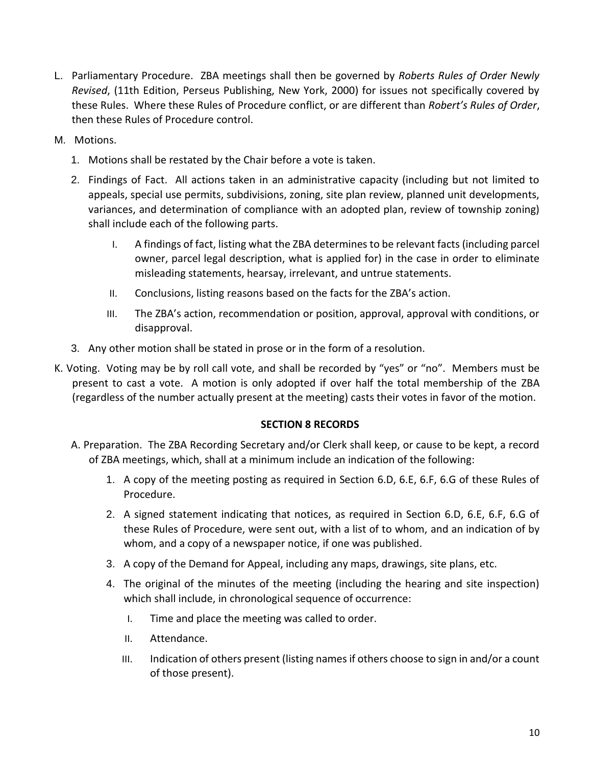L. Parliamentary Procedure. ZBA meetings shall then be governed by *Roberts Rules of Order Newly Revised*, (11th Edition, Perseus Publishing, New York, 2000) for issues not specifically covered by these Rules. Where these Rules of Procedure conflict, or are different than *Robert's Rules of Order*, then these Rules of Procedure control.

M. Motions.

1. Motions shall be restated by the Chair before a vote is taken.
2. Findings of Fact. All actions taken in an administrative capacity (including but not limited to appeals, special use permits, subdivisions, zoning, site plan review, planned unit developments, variances, and determination of compliance with an adopted plan, review of township zoning) shall include each of the following parts.
   I. A findings of fact, listing what the ZBA determines to be relevant facts (including parcel owner, parcel legal description, what is applied for) in the case in order to eliminate misleading statements, hearsay, irrelevant, and untrue statements.
   II. Conclusions, listing reasons based on the facts for the ZBA's action.
   III. The ZBA's action, recommendation or position, approval, approval with conditions, or disapproval.
3. Any other motion shall be stated in prose or in the form of a resolution.

K. Voting. Voting may be by roll call vote, and shall be recorded by "yes" or "no". Members must be present to cast a vote. A motion is only adopted if over half the total membership of the ZBA (regardless of the number actually present at the meeting) casts their votes in favor of the motion.

## SECTION 8 RECORDS

A. Preparation. The ZBA Recording Secretary and/or Clerk shall keep, or cause to be kept, a record of ZBA meetings, which, shall at a minimum include an indication of the following:

1. A copy of the meeting posting as required in Section 6.D, 6.E, 6.F, 6.G of these Rules of Procedure.
2. A signed statement indicating that notices, as required in Section 6.D, 6.E, 6.F, 6.G of these Rules of Procedure, were sent out, with a list of to whom, and an indication of by whom, and a copy of a newspaper notice, if one was published.
3. A copy of the Demand for Appeal, including any maps, drawings, site plans, etc.
4. The original of the minutes of the meeting (including the hearing and site inspection) which shall include, in chronological sequence of occurrence:
   I. Time and place the meeting was called to order.
   II. Attendance.
   III. Indication of others present (listing names if others choose to sign in and/or a count of those present).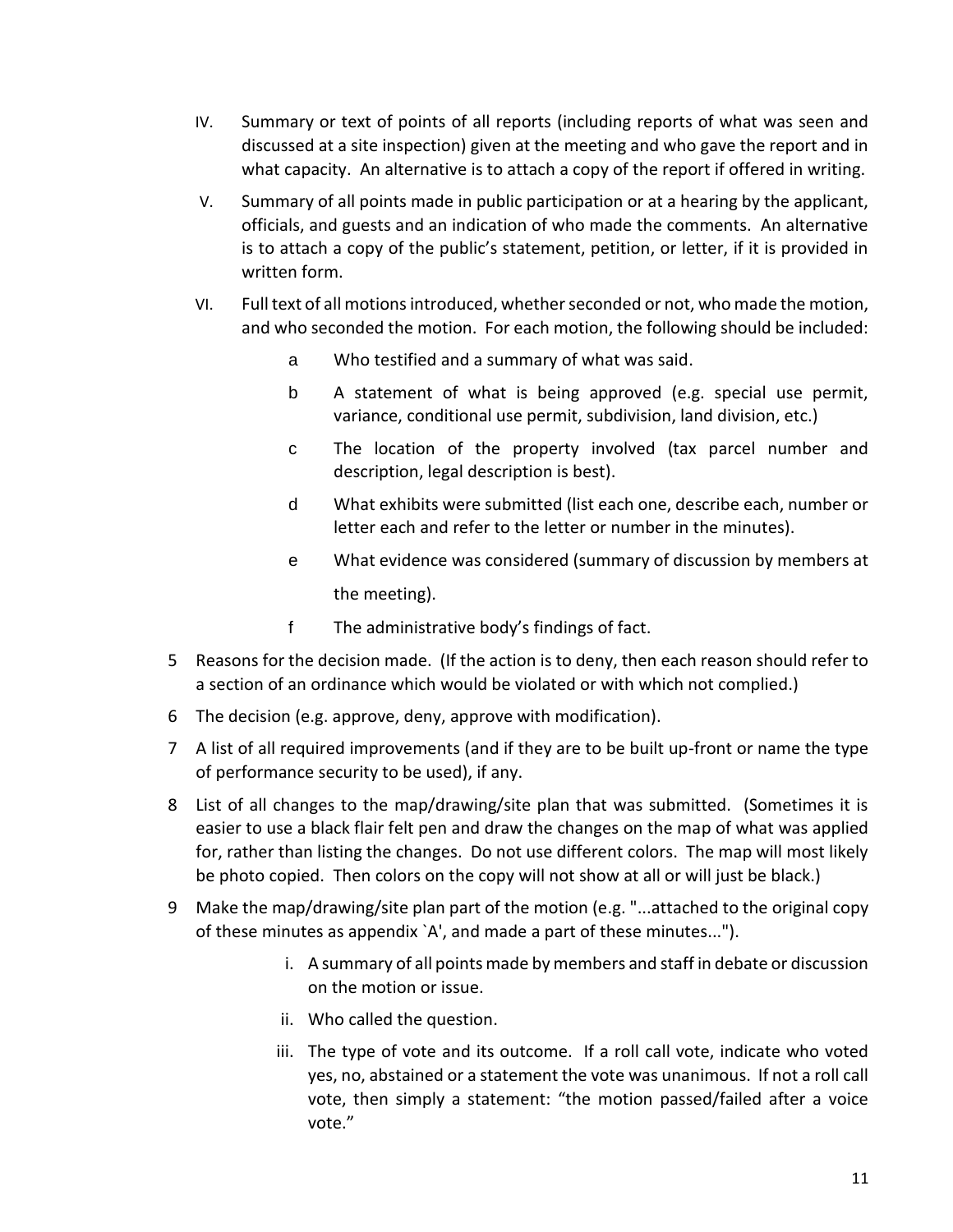IV. Summary or text of points of all reports (including reports of what was seen and discussed at a site inspection) given at the meeting and who gave the report and in what capacity. An alternative is to attach a copy of the report if offered in writing.

V. Summary of all points made in public participation or at a hearing by the applicant, officials, and guests and an indication of who made the comments. An alternative is to attach a copy of the public's statement, petition, or letter, if it is provided in written form.

VI. Full text of all motions introduced, whether seconded or not, who made the motion, and who seconded the motion. For each motion, the following should be included:

   a Who testified and a summary of what was said.

   b A statement of what is being approved (e.g. special use permit, variance, conditional use permit, subdivision, land division, etc.)

   c The location of the property involved (tax parcel number and description, legal description is best).

   d What exhibits were submitted (list each one, describe each, number or letter each and refer to the letter or number in the minutes).

   e What evidence was considered (summary of discussion by members at the meeting).

   f The administrative body's findings of fact.

5 Reasons for the decision made. (If the action is to deny, then each reason should refer to a section of an ordinance which would be violated or with which not complied.)

6 The decision (e.g. approve, deny, approve with modification).

7 A list of all required improvements (and if they are to be built up-front or name the type of performance security to be used), if any.

8 List of all changes to the map/drawing/site plan that was submitted. (Sometimes it is easier to use a black flair felt pen and draw the changes on the map of what was applied for, rather than listing the changes. Do not use different colors. The map will most likely be photo copied. Then colors on the copy will not show at all or will just be black.)

9 Make the map/drawing/site plan part of the motion (e.g. "...attached to the original copy of these minutes as appendix `A', and made a part of these minutes...").

   i. A summary of all points made by members and staff in debate or discussion on the motion or issue.

   ii. Who called the question.

   iii. The type of vote and its outcome. If a roll call vote, indicate who voted yes, no, abstained or a statement the vote was unanimous. If not a roll call vote, then simply a statement: "the motion passed/failed after a voice vote."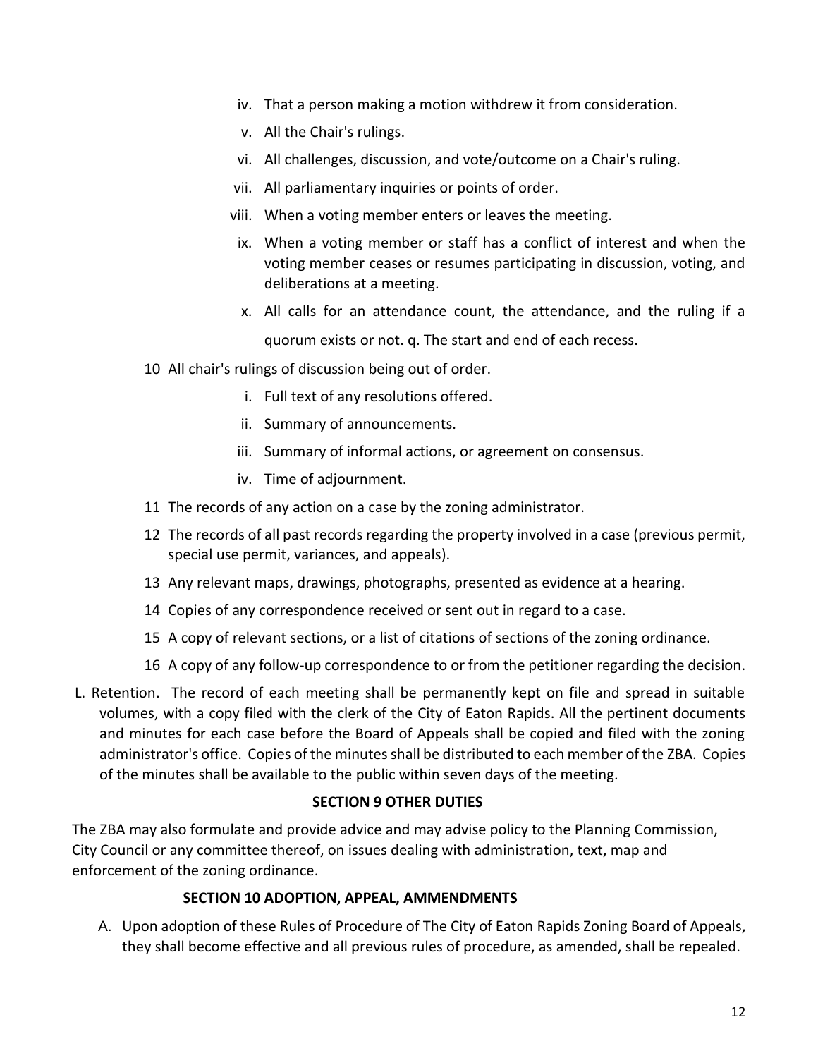iv. That a person making a motion withdrew it from consideration.

v. All the Chair's rulings.

vi. All challenges, discussion, and vote/outcome on a Chair's ruling.

vii. All parliamentary inquiries or points of order.

viii. When a voting member enters or leaves the meeting.

ix. When a voting member or staff has a conflict of interest and when the voting member ceases or resumes participating in discussion, voting, and deliberations at a meeting.

x. All calls for an attendance count, the attendance, and the ruling if a quorum exists or not. q. The start and end of each recess.

10 All chair's rulings of discussion being out of order.

i. Full text of any resolutions offered.

ii. Summary of announcements.

iii. Summary of informal actions, or agreement on consensus.

iv. Time of adjournment.

11 The records of any action on a case by the zoning administrator.

12 The records of all past records regarding the property involved in a case (previous permit, special use permit, variances, and appeals).

13 Any relevant maps, drawings, photographs, presented as evidence at a hearing.

14 Copies of any correspondence received or sent out in regard to a case.

15 A copy of relevant sections, or a list of citations of sections of the zoning ordinance.

16 A copy of any follow-up correspondence to or from the petitioner regarding the decision.

L. Retention. The record of each meeting shall be permanently kept on file and spread in suitable volumes, with a copy filed with the clerk of the City of Eaton Rapids. All the pertinent documents and minutes for each case before the Board of Appeals shall be copied and filed with the zoning administrator's office. Copies of the minutes shall be distributed to each member of the ZBA. Copies of the minutes shall be available to the public within seven days of the meeting.

**SECTION 9 OTHER DUTIES**

The ZBA may also formulate and provide advice and may advise policy to the Planning Commission, City Council or any committee thereof, on issues dealing with administration, text, map and enforcement of the zoning ordinance.

**SECTION 10 ADOPTION, APPEAL, AMMENDMENTS**

A. Upon adoption of these Rules of Procedure of The City of Eaton Rapids Zoning Board of Appeals, they shall become effective and all previous rules of procedure, as amended, shall be repealed.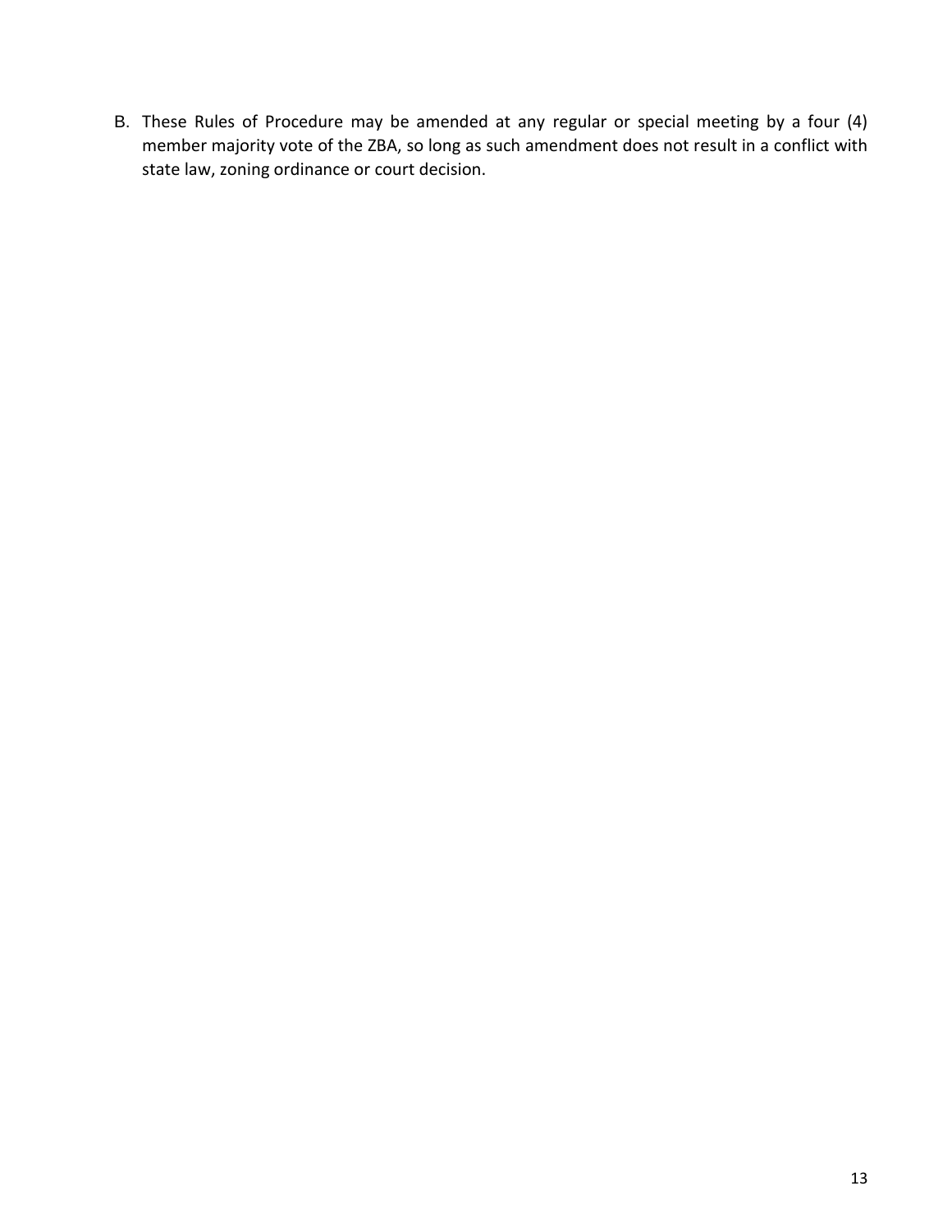B. These Rules of Procedure may be amended at any regular or special meeting by a four (4) member majority vote of the ZBA, so long as such amendment does not result in a conflict with state law, zoning ordinance or court decision.